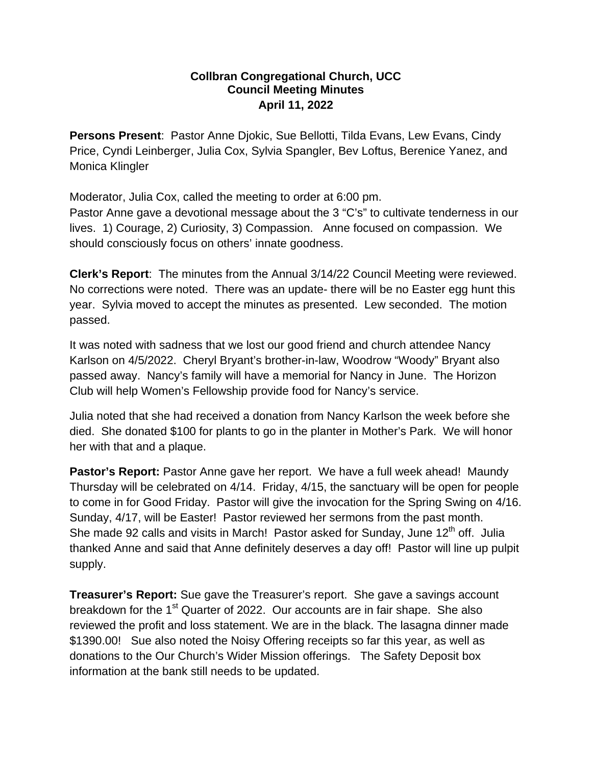**Collbran Congregational Church, UCC**
**Council Meeting Minutes**
**April 11, 2022**

**Persons Present**: Pastor Anne Djokic, Sue Bellotti, Tilda Evans, Lew Evans, Cindy Price, Cyndi Leinberger, Julia Cox, Sylvia Spangler, Bev Loftus, Berenice Yanez, and Monica Klingler

Moderator, Julia Cox, called the meeting to order at 6:00 pm.
Pastor Anne gave a devotional message about the 3 "C's" to cultivate tenderness in our lives. 1) Courage, 2) Curiosity, 3) Compassion. Anne focused on compassion. We should consciously focus on others' innate goodness.

**Clerk's Report**: The minutes from the Annual 3/14/22 Council Meeting were reviewed. No corrections were noted. There was an update- there will be no Easter egg hunt this year. Sylvia moved to accept the minutes as presented. Lew seconded. The motion passed.

It was noted with sadness that we lost our good friend and church attendee Nancy Karlson on 4/5/2022. Cheryl Bryant's brother-in-law, Woodrow "Woody" Bryant also passed away. Nancy's family will have a memorial for Nancy in June. The Horizon Club will help Women's Fellowship provide food for Nancy's service.

Julia noted that she had received a donation from Nancy Karlson the week before she died. She donated $100 for plants to go in the planter in Mother's Park. We will honor her with that and a plaque.

**Pastor's Report:** Pastor Anne gave her report. We have a full week ahead! Maundy Thursday will be celebrated on 4/14. Friday, 4/15, the sanctuary will be open for people to come in for Good Friday. Pastor will give the invocation for the Spring Swing on 4/16. Sunday, 4/17, will be Easter! Pastor reviewed her sermons from the past month. She made 92 calls and visits in March! Pastor asked for Sunday, June 12th off. Julia thanked Anne and said that Anne definitely deserves a day off! Pastor will line up pulpit supply.

**Treasurer's Report:** Sue gave the Treasurer's report. She gave a savings account breakdown for the 1st Quarter of 2022. Our accounts are in fair shape. She also reviewed the profit and loss statement. We are in the black. The lasagna dinner made $1390.00! Sue also noted the Noisy Offering receipts so far this year, as well as donations to the Our Church's Wider Mission offerings. The Safety Deposit box information at the bank still needs to be updated.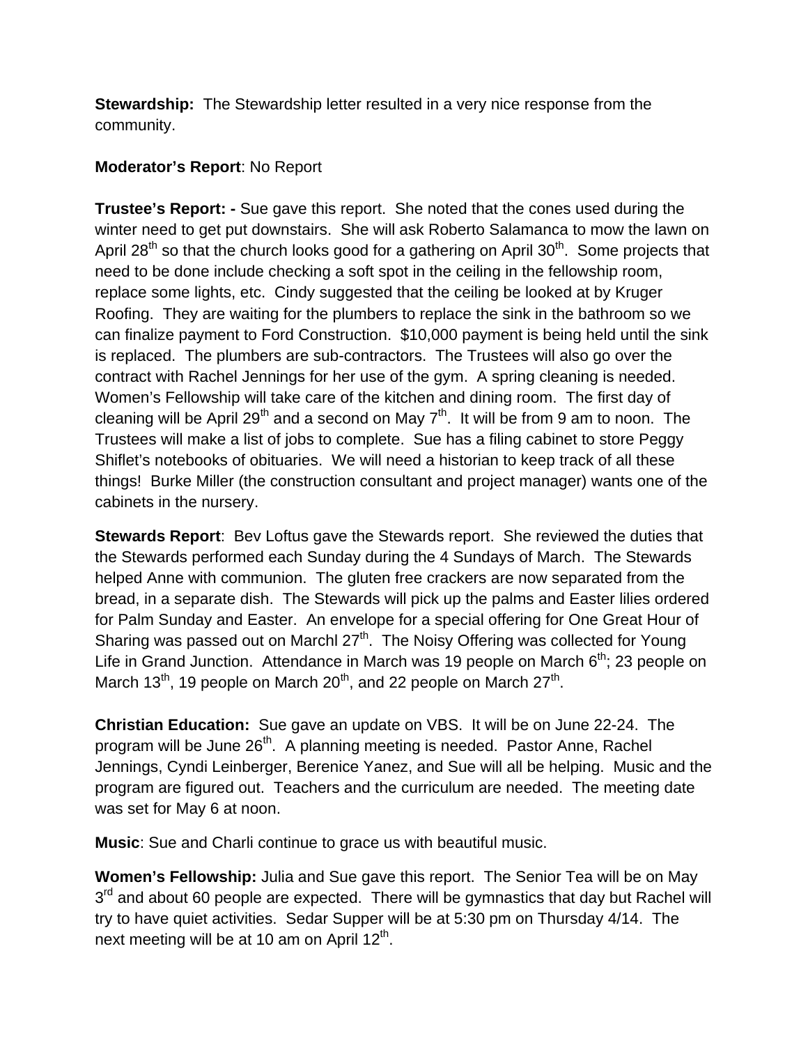**Stewardship:** The Stewardship letter resulted in a very nice response from the community.

**Moderator's Report**: No Report

**Trustee's Report: -** Sue gave this report. She noted that the cones used during the winter need to get put downstairs. She will ask Roberto Salamanca to mow the lawn on April 28th so that the church looks good for a gathering on April 30th. Some projects that need to be done include checking a soft spot in the ceiling in the fellowship room, replace some lights, etc. Cindy suggested that the ceiling be looked at by Kruger Roofing. They are waiting for the plumbers to replace the sink in the bathroom so we can finalize payment to Ford Construction. $10,000 payment is being held until the sink is replaced. The plumbers are sub-contractors. The Trustees will also go over the contract with Rachel Jennings for her use of the gym. A spring cleaning is needed. Women's Fellowship will take care of the kitchen and dining room. The first day of cleaning will be April 29th and a second on May 7th. It will be from 9 am to noon. The Trustees will make a list of jobs to complete. Sue has a filing cabinet to store Peggy Shiflet's notebooks of obituaries. We will need a historian to keep track of all these things! Burke Miller (the construction consultant and project manager) wants one of the cabinets in the nursery.

**Stewards Report**: Bev Loftus gave the Stewards report. She reviewed the duties that the Stewards performed each Sunday during the 4 Sundays of March. The Stewards helped Anne with communion. The gluten free crackers are now separated from the bread, in a separate dish. The Stewards will pick up the palms and Easter lilies ordered for Palm Sunday and Easter. An envelope for a special offering for One Great Hour of Sharing was passed out on Marchl 27th. The Noisy Offering was collected for Young Life in Grand Junction. Attendance in March was 19 people on March 6th; 23 people on March 13th, 19 people on March 20th, and 22 people on March 27th.

**Christian Education:** Sue gave an update on VBS. It will be on June 22-24. The program will be June 26th. A planning meeting is needed. Pastor Anne, Rachel Jennings, Cyndi Leinberger, Berenice Yanez, and Sue will all be helping. Music and the program are figured out. Teachers and the curriculum are needed. The meeting date was set for May 6 at noon.

**Music**: Sue and Charli continue to grace us with beautiful music.

**Women's Fellowship:** Julia and Sue gave this report. The Senior Tea will be on May 3rd and about 60 people are expected. There will be gymnastics that day but Rachel will try to have quiet activities. Sedar Supper will be at 5:30 pm on Thursday 4/14. The next meeting will be at 10 am on April 12th.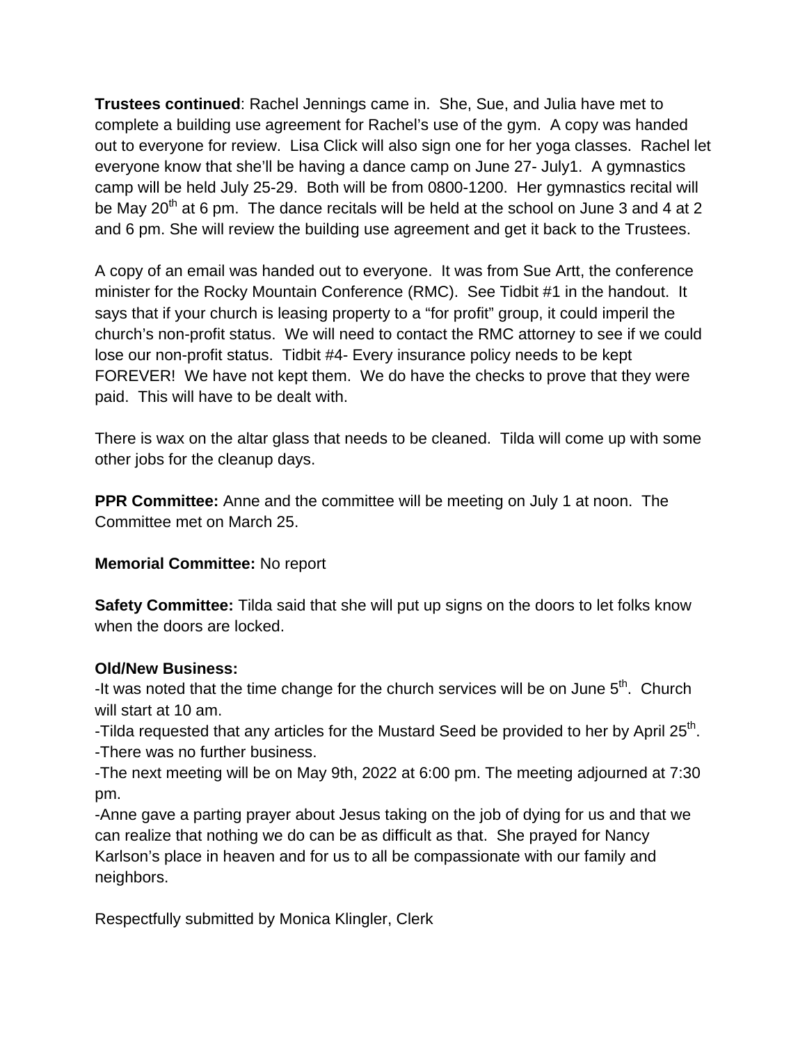**Trustees continued**: Rachel Jennings came in. She, Sue, and Julia have met to complete a building use agreement for Rachel's use of the gym. A copy was handed out to everyone for review. Lisa Click will also sign one for her yoga classes. Rachel let everyone know that she'll be having a dance camp on June 27- July1. A gymnastics camp will be held July 25-29. Both will be from 0800-1200. Her gymnastics recital will be May 20th at 6 pm. The dance recitals will be held at the school on June 3 and 4 at 2 and 6 pm. She will review the building use agreement and get it back to the Trustees.

A copy of an email was handed out to everyone. It was from Sue Artt, the conference minister for the Rocky Mountain Conference (RMC). See Tidbit #1 in the handout. It says that if your church is leasing property to a "for profit" group, it could imperil the church's non-profit status. We will need to contact the RMC attorney to see if we could lose our non-profit status. Tidbit #4- Every insurance policy needs to be kept FOREVER! We have not kept them. We do have the checks to prove that they were paid. This will have to be dealt with.

There is wax on the altar glass that needs to be cleaned. Tilda will come up with some other jobs for the cleanup days.

**PPR Committee:** Anne and the committee will be meeting on July 1 at noon. The Committee met on March 25.

**Memorial Committee:** No report

**Safety Committee:** Tilda said that she will put up signs on the doors to let folks know when the doors are locked.

**Old/New Business:**

-It was noted that the time change for the church services will be on June 5th. Church will start at 10 am.

-Tilda requested that any articles for the Mustard Seed be provided to her by April 25th.

-There was no further business.

-The next meeting will be on May 9th, 2022 at 6:00 pm. The meeting adjourned at 7:30 pm.

-Anne gave a parting prayer about Jesus taking on the job of dying for us and that we can realize that nothing we do can be as difficult as that. She prayed for Nancy Karlson's place in heaven and for us to all be compassionate with our family and neighbors.

Respectfully submitted by Monica Klingler, Clerk